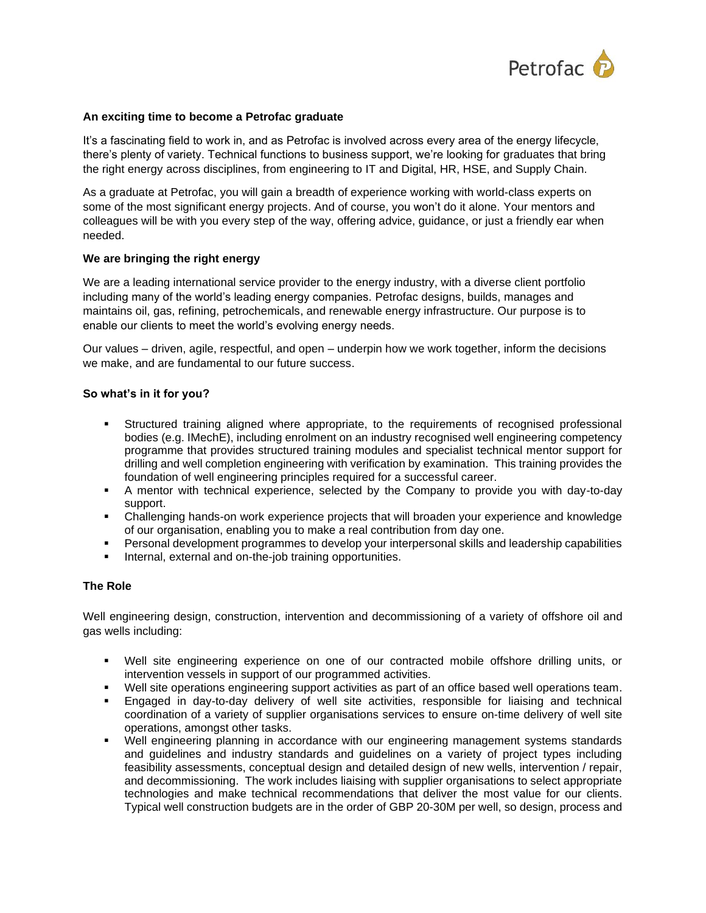### An exciting time to become a Petrofac graduate

It's a fascinating field to work in, and as Petrofac is involved across every area of the energy lifecycle, there's plenty of variety. Technical functions to business support, we're looking for graduates that bring the right energy across disciplines, from engineering to IT and Digital, HR, HSE, and Supply Chain.

As a graduate at Petrofac, you will gain a breadth of experience working with world-class experts on some of the most significant energy projects. And of course, you won't do it alone. Your mentors and colleagues will be with you every step of the way, offering advice, guidance, or just a friendly ear when needed.

### We are bringing the right energy

We are a leading international service provider to the energy industry, with a diverse client portfolio including many of the world's leading energy companies. Petrofac designs, builds, manages and maintains oil, gas, refining, petrochemicals, and renewable energy infrastructure. Our purpose is to enable our clients to meet the world's evolving energy needs.

Our values – driven, agile, respectful, and open – underpin how we work together, inform the decisions we make, and are fundamental to our future success.

### So what's in it for you?

- Structured training aligned where appropriate, to the requirements of recognised professional bodies (e.g. IMechE), including enrolment on an industry recognised well engineering competency programme that provides structured training modules and specialist technical mentor support for drilling and well completion engineering with verification by examination. This training provides the foundation of well engineering principles required for a successful career.
- A mentor with technical experience, selected by the Company to provide you with day-to-day support.
- Challenging hands-on work experience projects that will broaden your experience and knowledge of our organisation, enabling you to make a real contribution from day one.
- Personal development programmes to develop your interpersonal skills and leadership capabilities
- Internal, external and on-the-job training opportunities.

### The Role

Well engineering design, construction, intervention and decommissioning of a variety of offshore oil and gas wells including:

- Well site engineering experience on one of our contracted mobile offshore drilling units, or intervention vessels in support of our programmed activities.
- Well site operations engineering support activities as part of an office based well operations team.
- Engaged in day-to-day delivery of well site activities, responsible for liaising and technical coordination of a variety of supplier organisations services to ensure on-time delivery of well site operations, amongst other tasks.
- Well engineering planning in accordance with our engineering management systems standards and guidelines and industry standards and guidelines on a variety of project types including feasibility assessments, conceptual design and detailed design of new wells, intervention / repair, and decommissioning. The work includes liaising with supplier organisations to select appropriate technologies and make technical recommendations that deliver the most value for our clients. Typical well construction budgets are in the order of GBP 20-30M per well, so design, process and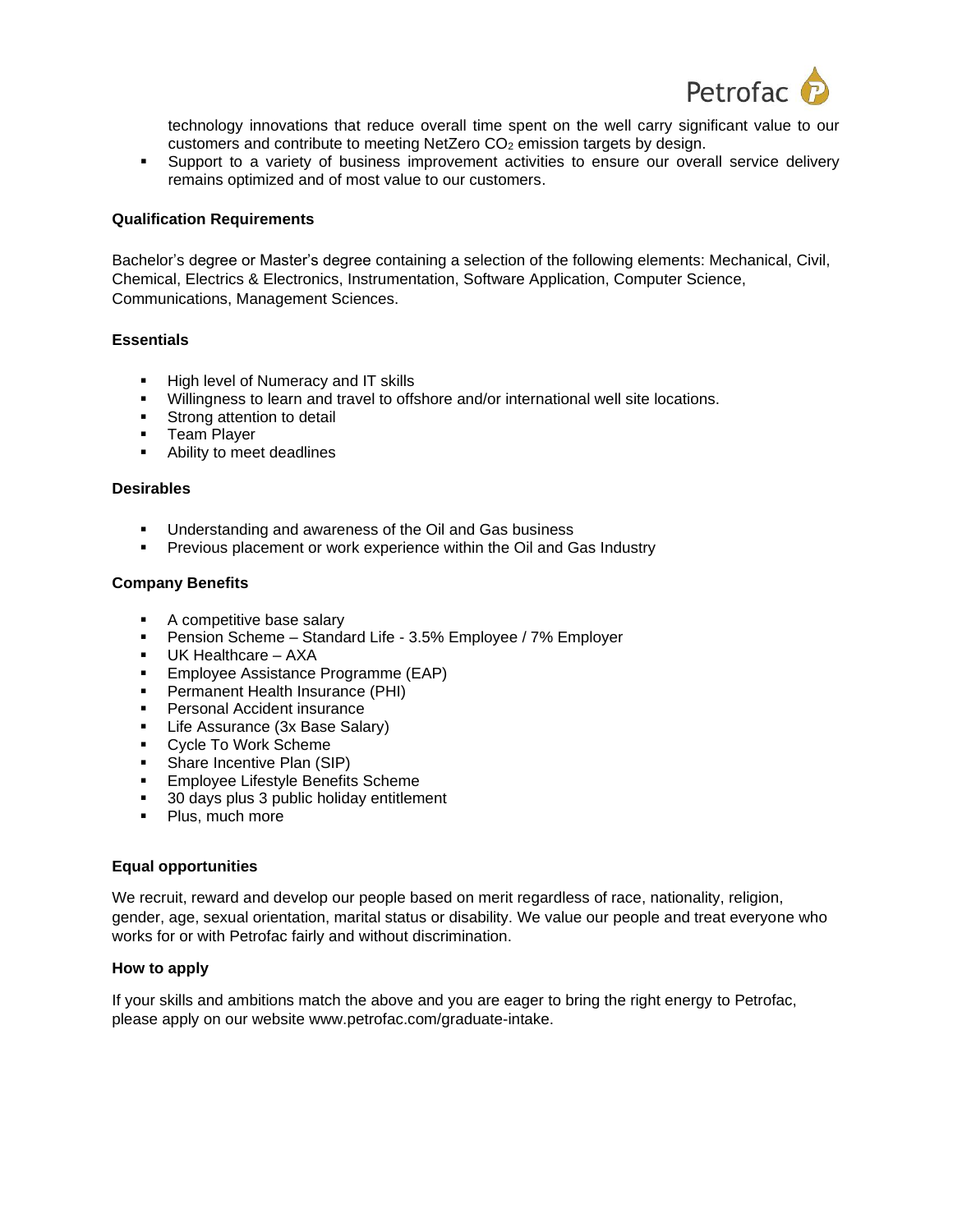technology innovations that reduce overall time spent on the well carry significant value to our customers and contribute to meeting NetZero $CO_2$ emission targets by design.

- Support to a variety of business improvement activities to ensure our overall service delivery remains optimized and of most value to our customers.

**Qualification Requirements**

Bachelor's degree or Master's degree containing a selection of the following elements: Mechanical, Civil, Chemical, Electrics & Electronics, Instrumentation, Software Application, Computer Science, Communications, Management Sciences.

**Essentials**

- High level of Numeracy and IT skills
- Willingness to learn and travel to offshore and/or international well site locations.
- Strong attention to detail
- Team Player
- Ability to meet deadlines

**Desirables**

- Understanding and awareness of the Oil and Gas business
- Previous placement or work experience within the Oil and Gas Industry

**Company Benefits**

- A competitive base salary
- Pension Scheme – Standard Life - 3.5% Employee / 7% Employer
- UK Healthcare – AXA
- Employee Assistance Programme (EAP)
- Permanent Health Insurance (PHI)
- Personal Accident insurance
- Life Assurance (3x Base Salary)
- Cycle To Work Scheme
- Share Incentive Plan (SIP)
- Employee Lifestyle Benefits Scheme
- 30 days plus 3 public holiday entitlement
- Plus, much more

**Equal opportunities**

We recruit, reward and develop our people based on merit regardless of race, nationality, religion, gender, age, sexual orientation, marital status or disability. We value our people and treat everyone who works for or with Petrofac fairly and without discrimination.

**How to apply**

If your skills and ambitions match the above and you are eager to bring the right energy to Petrofac, please apply on our website www.petrofac.com/graduate-intake.